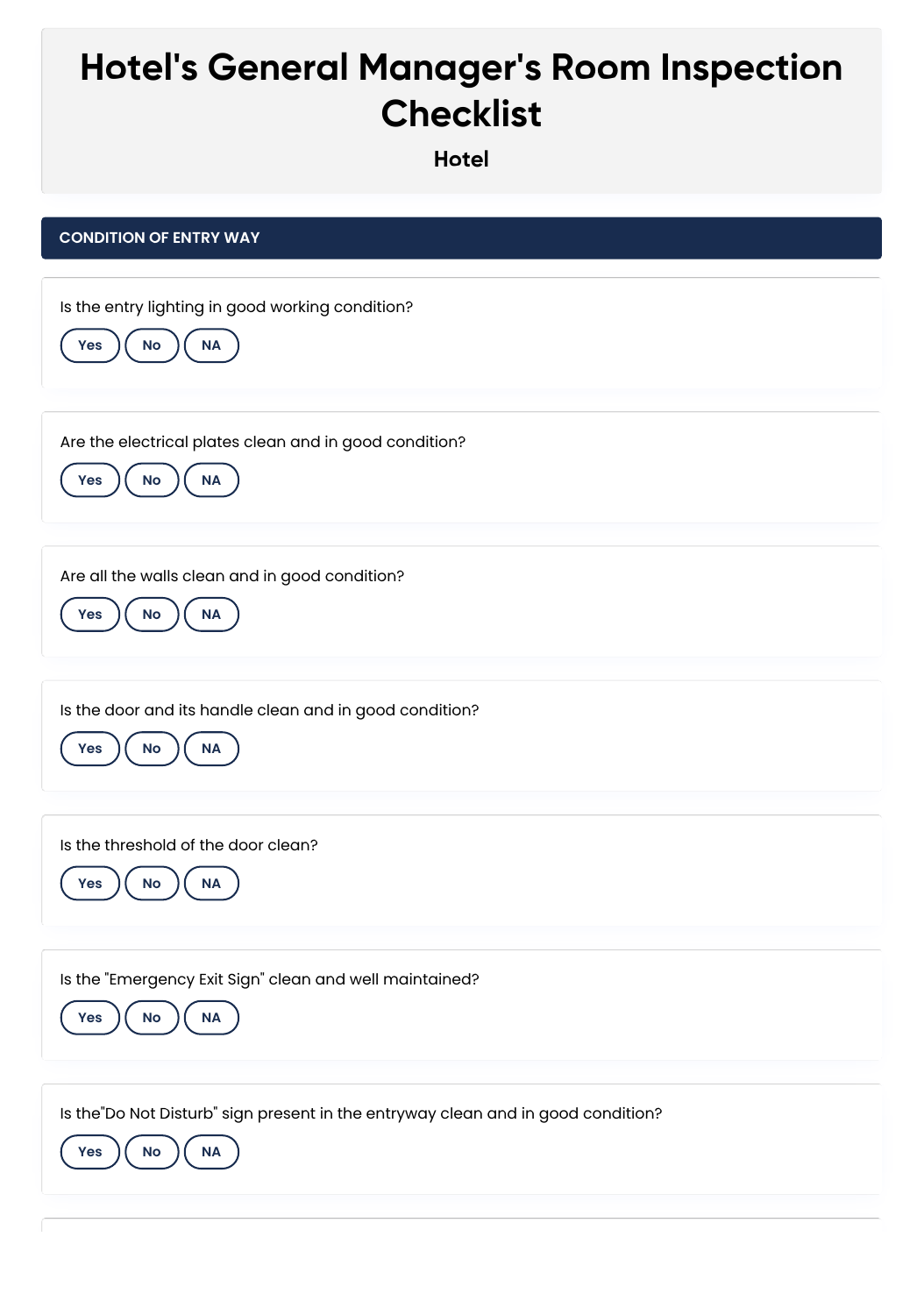# Hotel's General Manager's Room Inspection Checklist

### Hotel

## CONDITION OF ENTRY WAY

Is the entry lighting in good working condition?

Yes No NA

Are the electrical plates clean and in good condition?

Yes No NA

Are all the walls clean and in good condition?

Yes No NA

Is the door and its handle clean and in good condition?

Yes No NA

Is the threshold of the door clean?

Yes No NA

Is the "Emergency Exit Sign" clean and well maintained?

Yes No NA

Is the"Do Not Disturb" sign present in the entryway clean and in good condition?

Yes No NA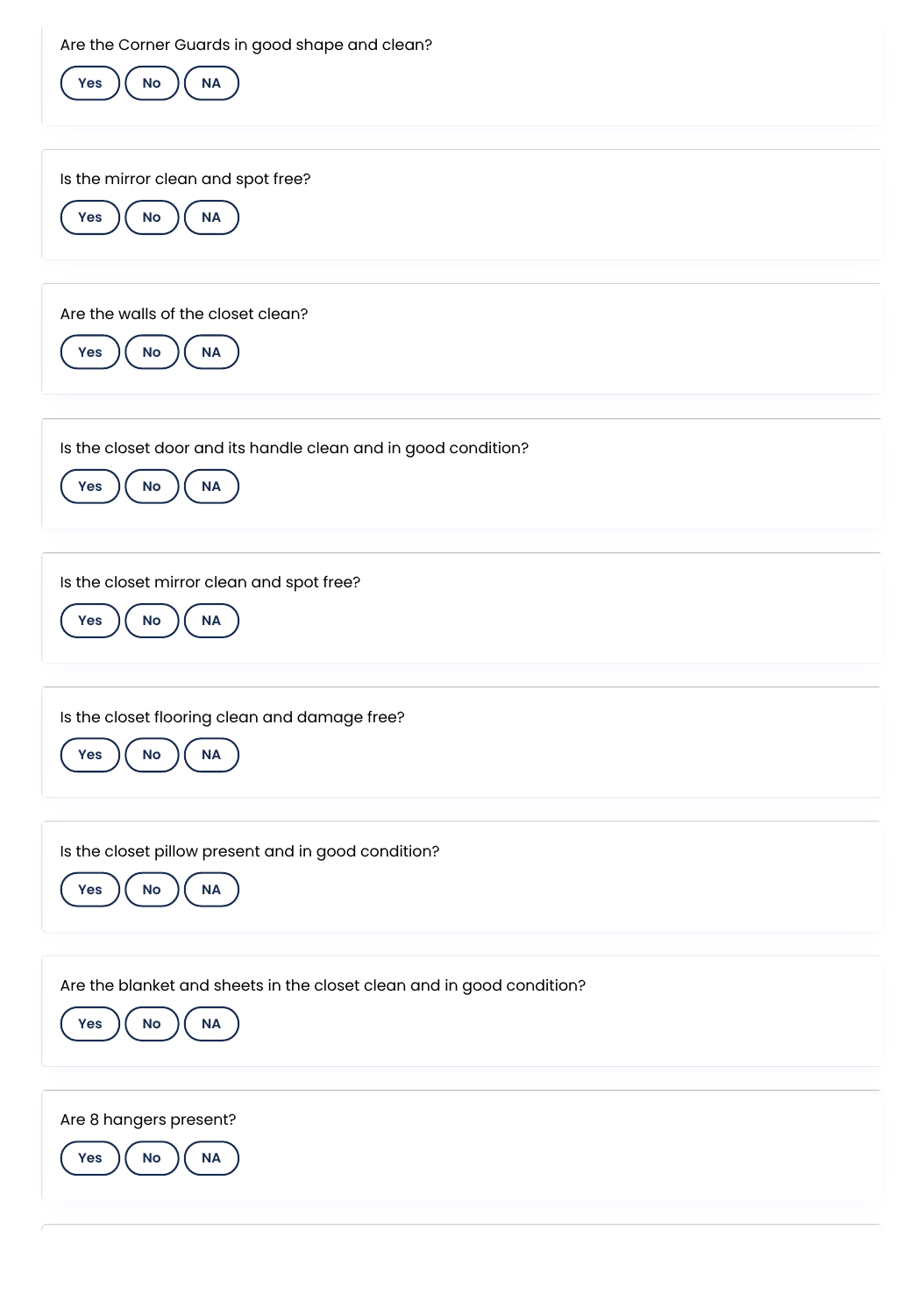Are the Corner Guards in good shape and clean?

Yes No NA

Is the mirror clean and spot free?

Yes No NA

Are the walls of the closet clean?

Yes No NA

Is the closet door and its handle clean and in good condition?

Yes No NA

Is the closet mirror clean and spot free?

Yes No NA

Is the closet flooring clean and damage free?

Yes No NA

Is the closet pillow present and in good condition?

Yes No NA

Are the blanket and sheets in the closet clean and in good condition?

Yes No NA

Are 8 hangers present?

Yes No NA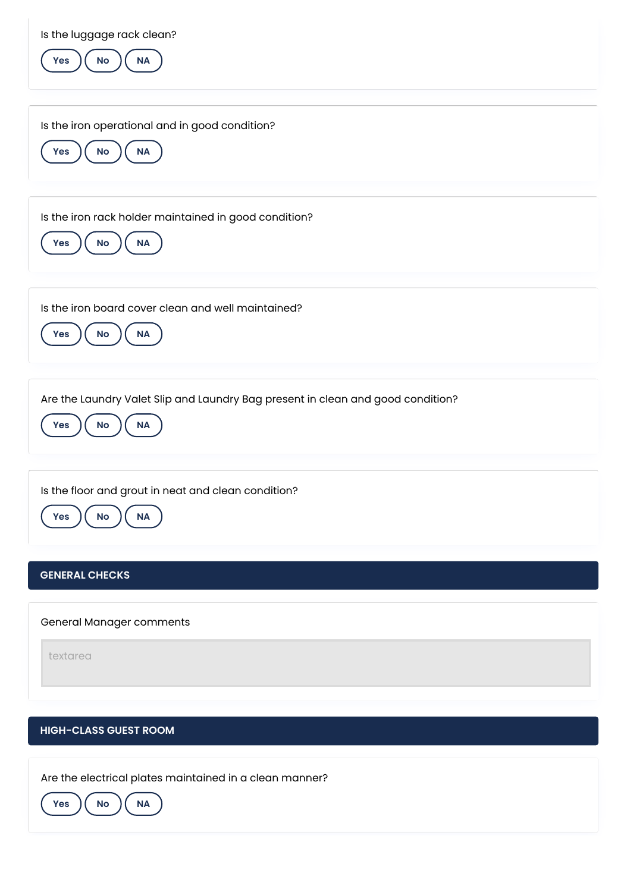Is the luggage rack clean?

Yes No NA

Is the iron operational and in good condition?

Yes No NA

Is the iron rack holder maintained in good condition?

Yes No NA

Is the iron board cover clean and well maintained?

Yes No NA

Are the Laundry Valet Slip and Laundry Bag present in clean and good condition?

Yes No NA

Is the floor and grout in neat and clean condition?

Yes No NA

## GENERAL CHECKS

General Manager comments

textarea

## HIGH-CLASS GUEST ROOM

Are the electrical plates maintained in a clean manner?

Yes No NA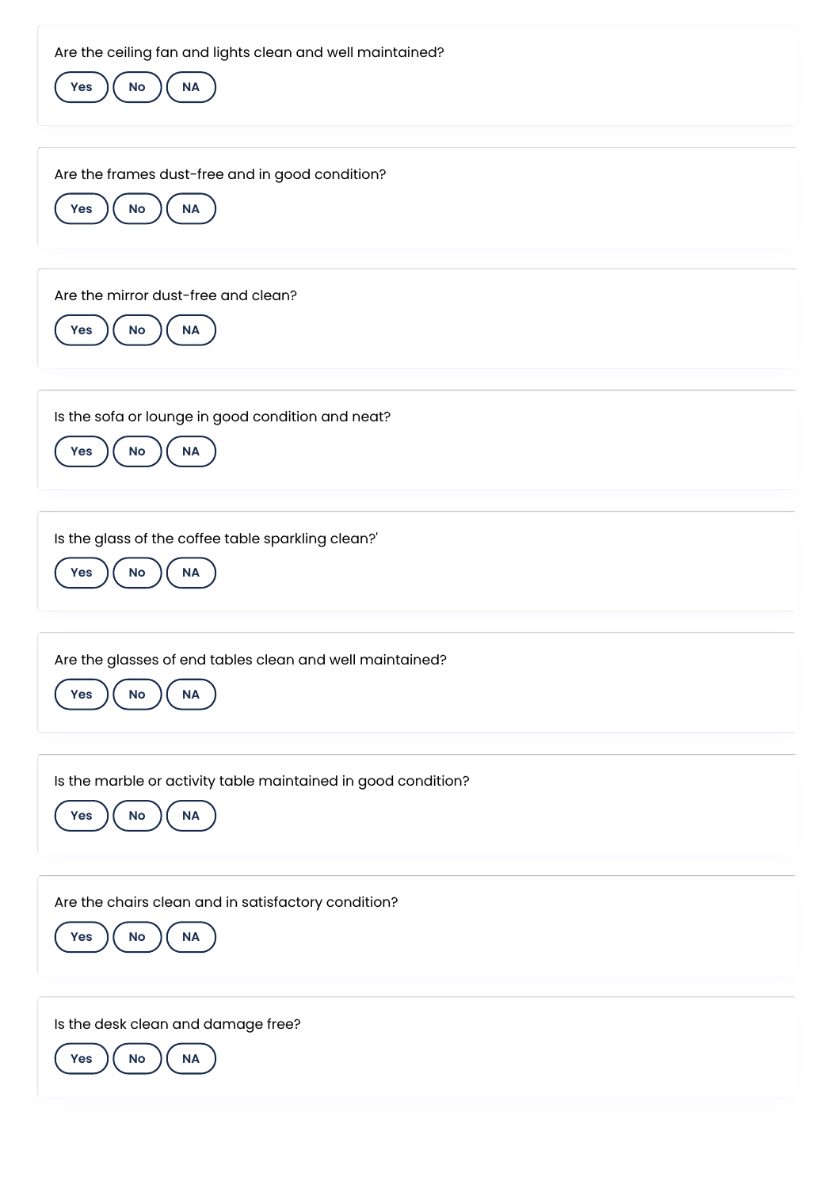Are the ceiling fan and lights clean and well maintained?

Yes No NA

Are the frames dust-free and in good condition?

Yes No NA

Are the mirror dust-free and clean?

Yes No NA

Is the sofa or lounge in good condition and neat?

Yes No NA

Is the glass of the coffee table sparkling clean?'

Yes No NA

Are the glasses of end tables clean and well maintained?

Yes No NA

Is the marble or activity table maintained in good condition?

Yes No NA

Are the chairs clean and in satisfactory condition?

Yes No NA

Is the desk clean and damage free?

Yes No NA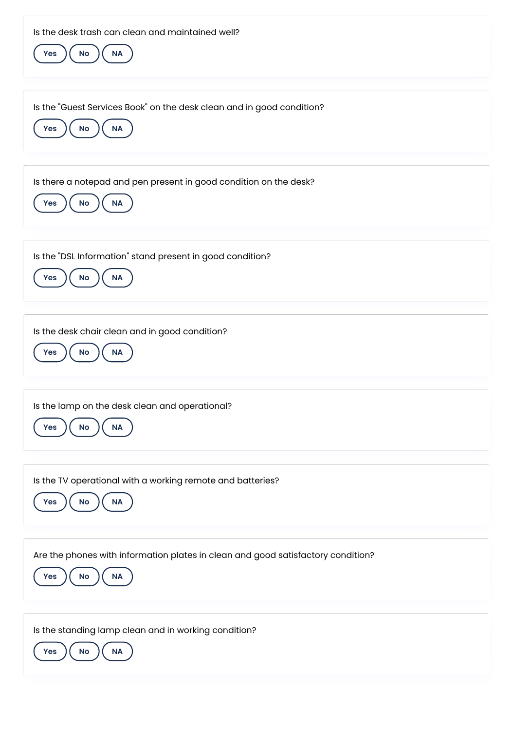Is the desk trash can clean and maintained well?

Yes No NA

Is the "Guest Services Book" on the desk clean and in good condition?

Yes No NA

Is there a notepad and pen present in good condition on the desk?

Yes No NA

Is the "DSL Information" stand present in good condition?

Yes No NA

Is the desk chair clean and in good condition?

Yes No NA

Is the lamp on the desk clean and operational?

Yes No NA

Is the TV operational with a working remote and batteries?

Yes No NA

Are the phones with information plates in clean and good satisfactory condition?

Yes No NA

Is the standing lamp clean and in working condition?

Yes No NA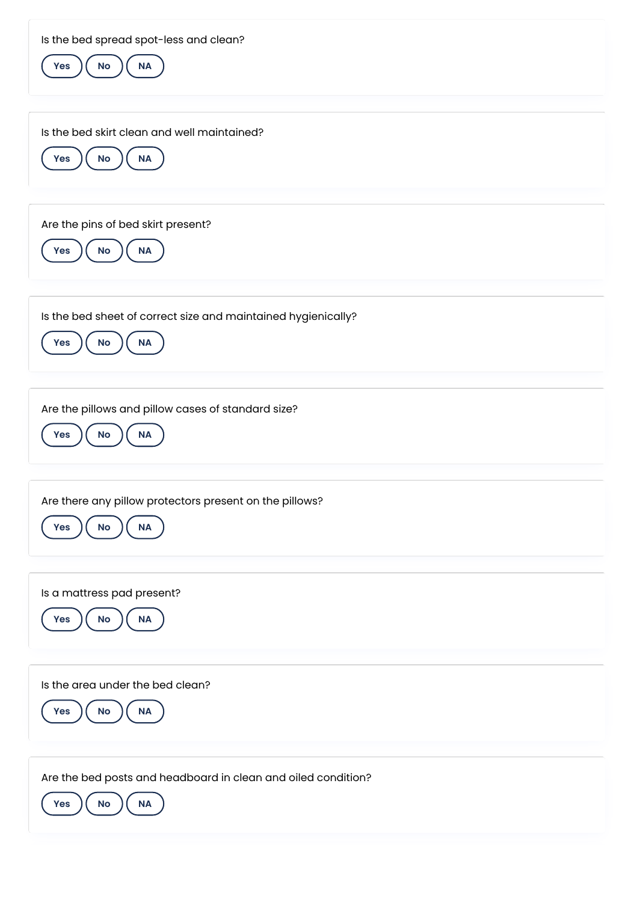Is the bed spread spot-less and clean?

Yes No NA

Is the bed skirt clean and well maintained?

Yes No NA

Are the pins of bed skirt present?

Yes No NA

Is the bed sheet of correct size and maintained hygienically?

Yes No NA

Are the pillows and pillow cases of standard size?

Yes No NA

Are there any pillow protectors present on the pillows?

Yes No NA

Is a mattress pad present?

Yes No NA

Is the area under the bed clean?

Yes No NA

Are the bed posts and headboard in clean and oiled condition?

Yes No NA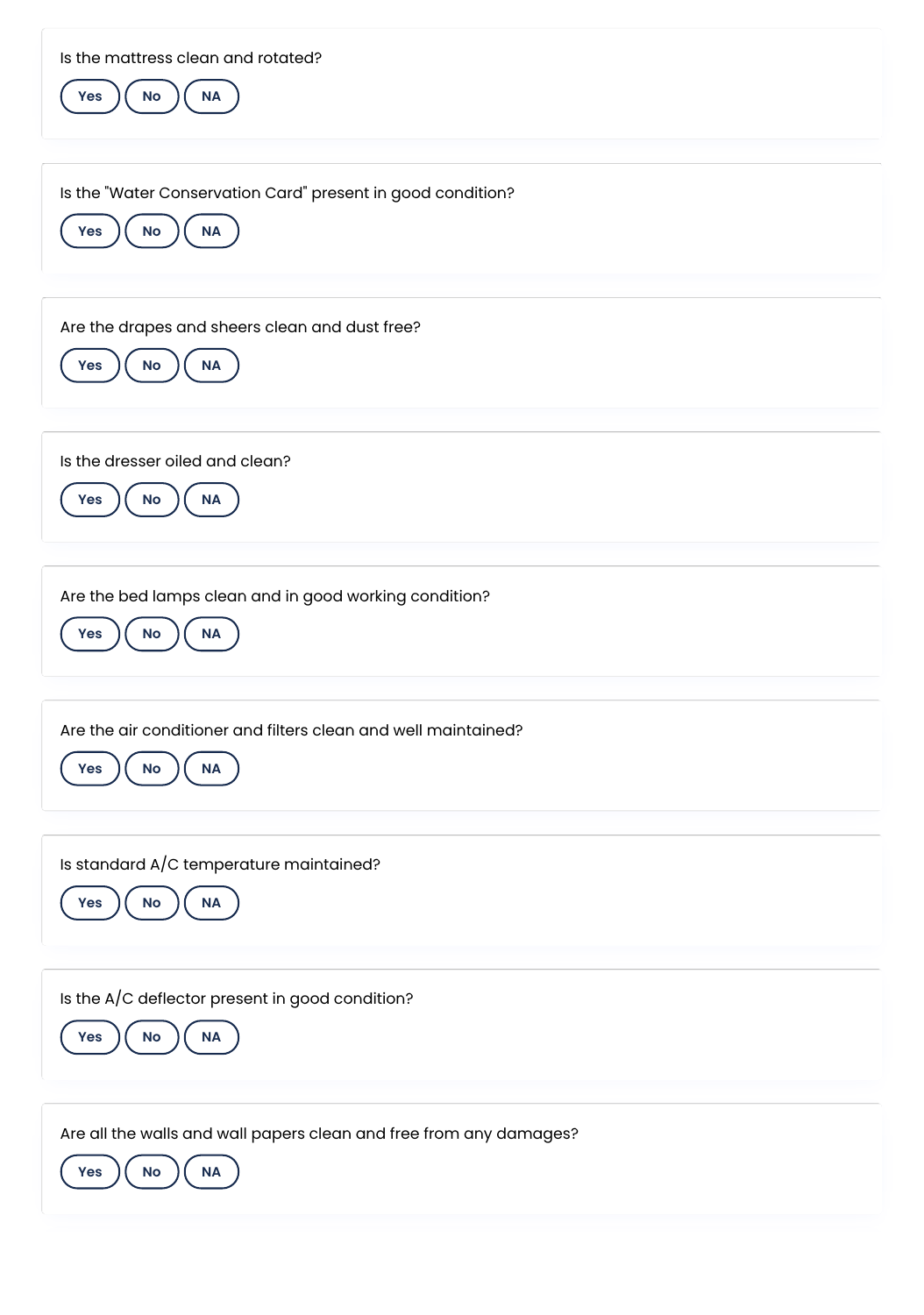Is the mattress clean and rotated?

Yes | No | NA

Is the "Water Conservation Card" present in good condition?

Yes | No | NA

Are the drapes and sheers clean and dust free?

Yes | No | NA

Is the dresser oiled and clean?

Yes | No | NA

Are the bed lamps clean and in good working condition?

Yes | No | NA

Are the air conditioner and filters clean and well maintained?

Yes | No | NA

Is standard A/C temperature maintained?

Yes | No | NA

Is the A/C deflector present in good condition?

Yes | No | NA

Are all the walls and wall papers clean and free from any damages?

Yes | No | NA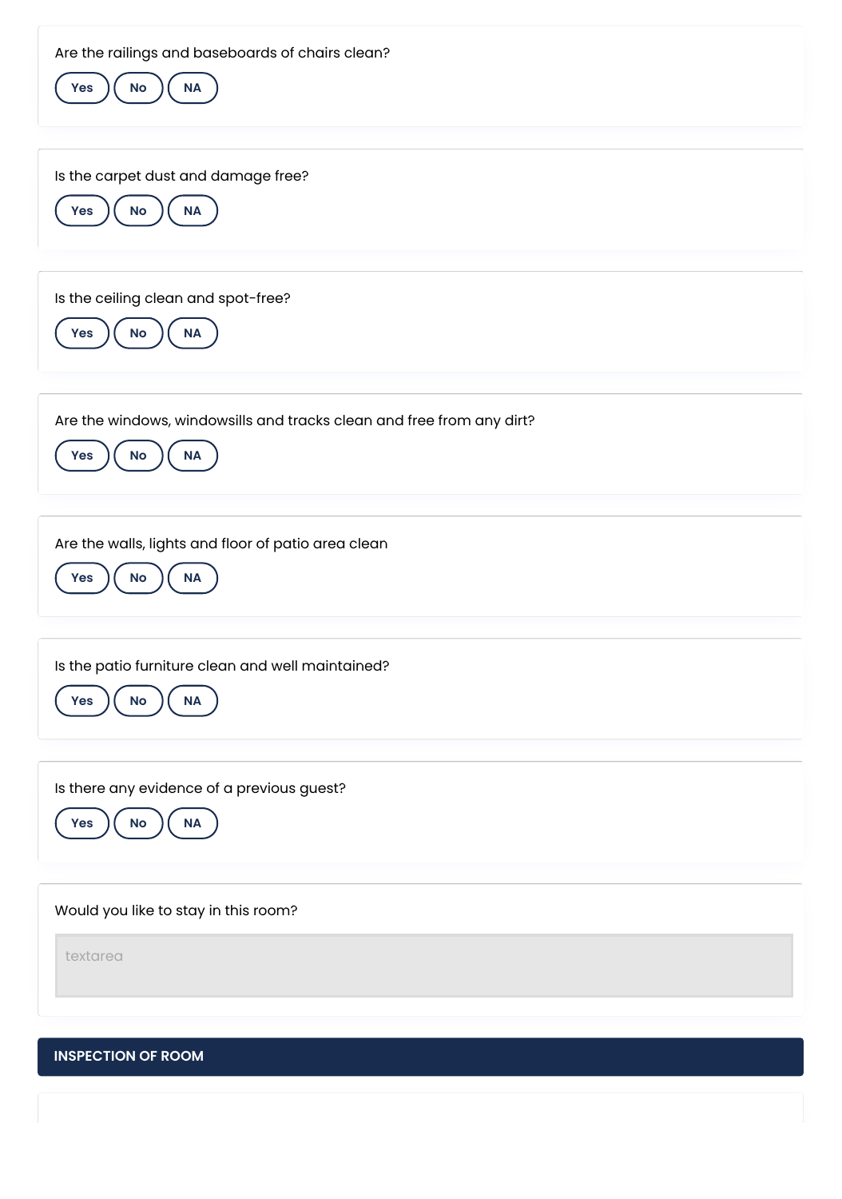Are the railings and baseboards of chairs clean?

Yes No NA

Is the carpet dust and damage free?

Yes No NA

Is the ceiling clean and spot-free?

Yes No NA

Are the windows, windowsills and tracks clean and free from any dirt?

Yes No NA

Are the walls, lights and floor of patio area clean

Yes No NA

Is the patio furniture clean and well maintained?

Yes No NA

Is there any evidence of a previous guest?

Yes No NA

Would you like to stay in this room?

textarea

## INSPECTION OF ROOM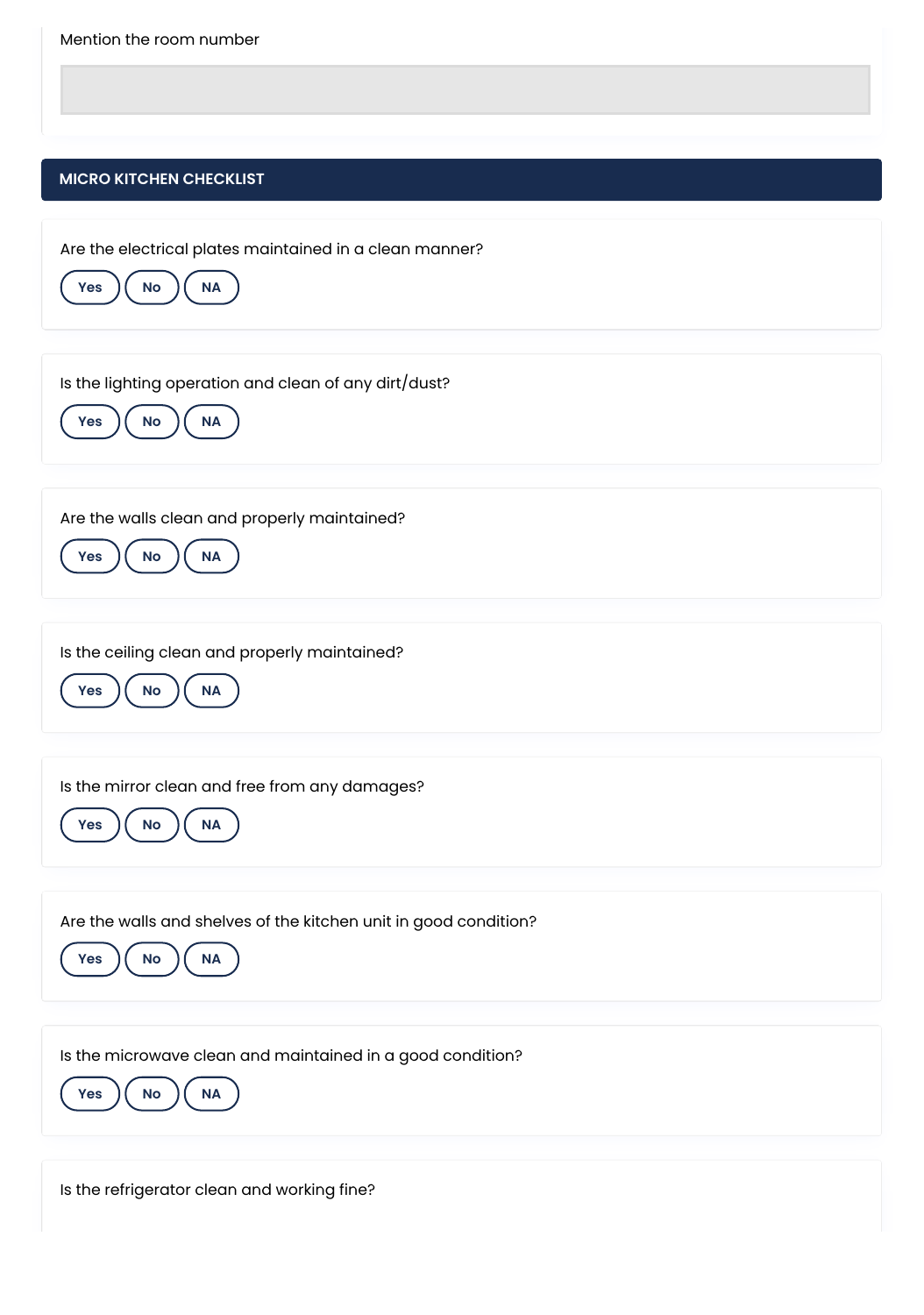Mention the room number

## MICRO KITCHEN CHECKLIST

Are the electrical plates maintained in a clean manner?

Yes No NA

Is the lighting operation and clean of any dirt/dust?

Yes No NA

Are the walls clean and properly maintained?

Yes No NA

Is the ceiling clean and properly maintained?

Yes No NA

Is the mirror clean and free from any damages?

Yes No NA

Are the walls and shelves of the kitchen unit in good condition?

Yes No NA

Is the microwave clean and maintained in a good condition?

Yes No NA

Is the refrigerator clean and working fine?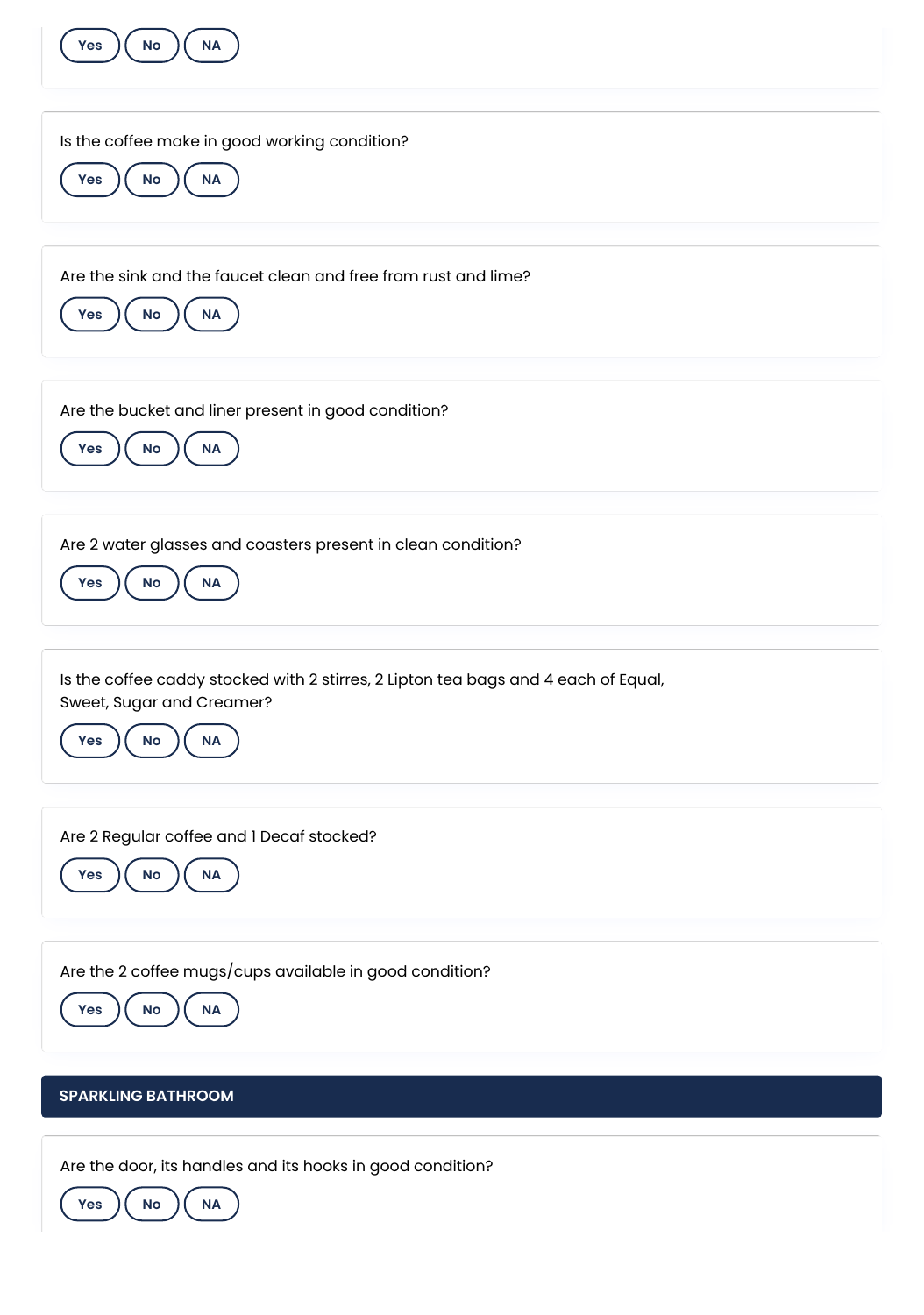Yes No NA

Is the coffee make in good working condition?

Yes No NA

Are the sink and the faucet clean and free from rust and lime?

Yes No NA

Are the bucket and liner present in good condition?

Yes No NA

Are 2 water glasses and coasters present in clean condition?

Yes No NA

Is the coffee caddy stocked with 2 stirres, 2 Lipton tea bags and 4 each of Equal, Sweet, Sugar and Creamer?

Yes No NA

Are 2 Regular coffee and 1 Decaf stocked?

Yes No NA

Are the 2 coffee mugs/cups available in good condition?

Yes No NA

## SPARKLING BATHROOM

Are the door, its handles and its hooks in good condition?

Yes No NA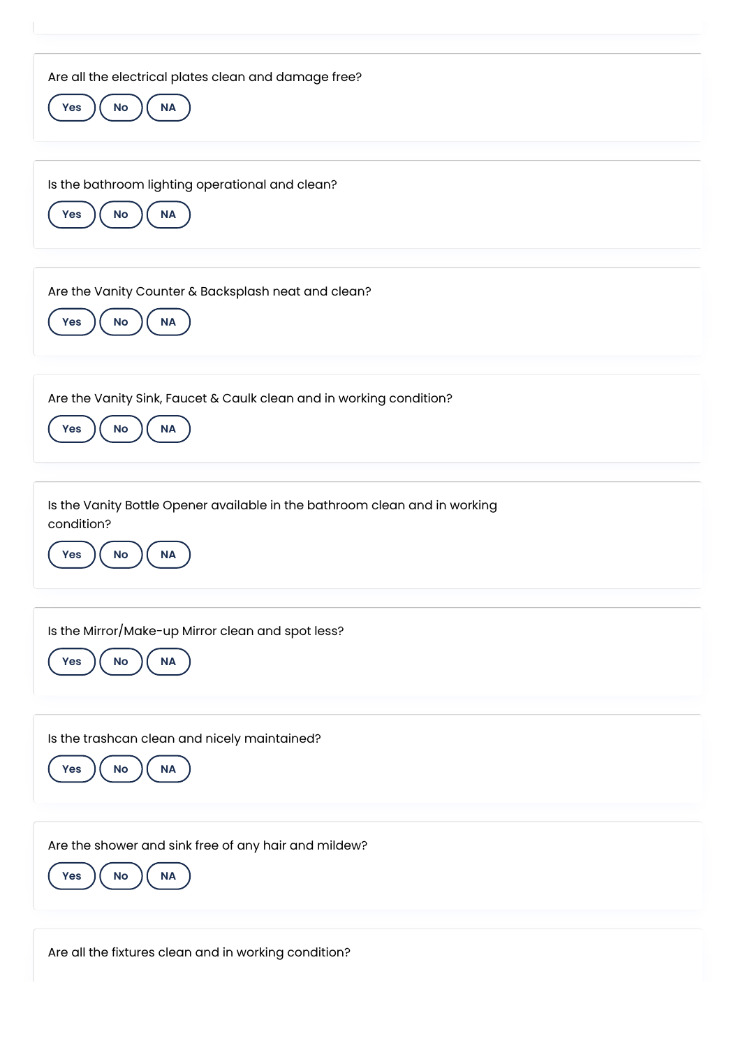Are all the electrical plates clean and damage free?

Yes No NA

Is the bathroom lighting operational and clean?

Yes No NA

Are the Vanity Counter & Backsplash neat and clean?

Yes No NA

Are the Vanity Sink, Faucet & Caulk clean and in working condition?

Yes No NA

Is the Vanity Bottle Opener available in the bathroom clean and in working condition?

Yes No NA

Is the Mirror/Make-up Mirror clean and spot less?

Yes No NA

Is the trashcan clean and nicely maintained?

Yes No NA

Are the shower and sink free of any hair and mildew?

Yes No NA

Are all the fixtures clean and in working condition?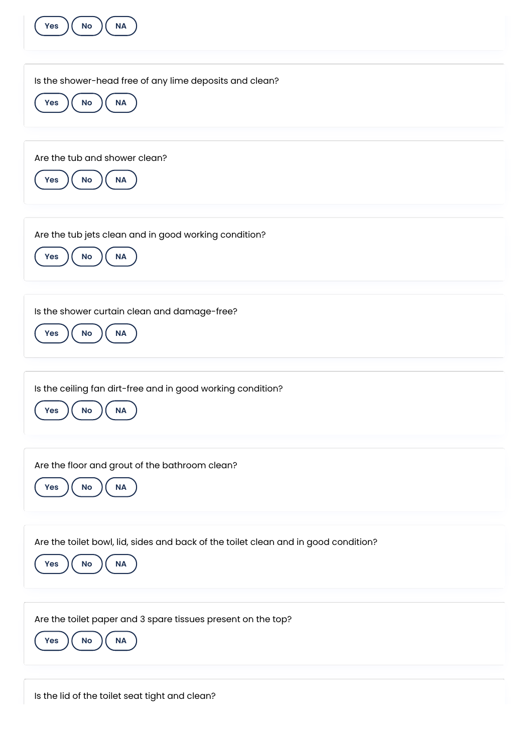Yes No NA

Is the shower-head free of any lime deposits and clean?

Yes No NA

Are the tub and shower clean?

Yes No NA

Are the tub jets clean and in good working condition?

Yes No NA

Is the shower curtain clean and damage-free?

Yes No NA

Is the ceiling fan dirt-free and in good working condition?

Yes No NA

Are the floor and grout of the bathroom clean?

Yes No NA

Are the toilet bowl, lid, sides and back of the toilet clean and in good condition?

Yes No NA

Are the toilet paper and 3 spare tissues present on the top?

Yes No NA

Is the lid of the toilet seat tight and clean?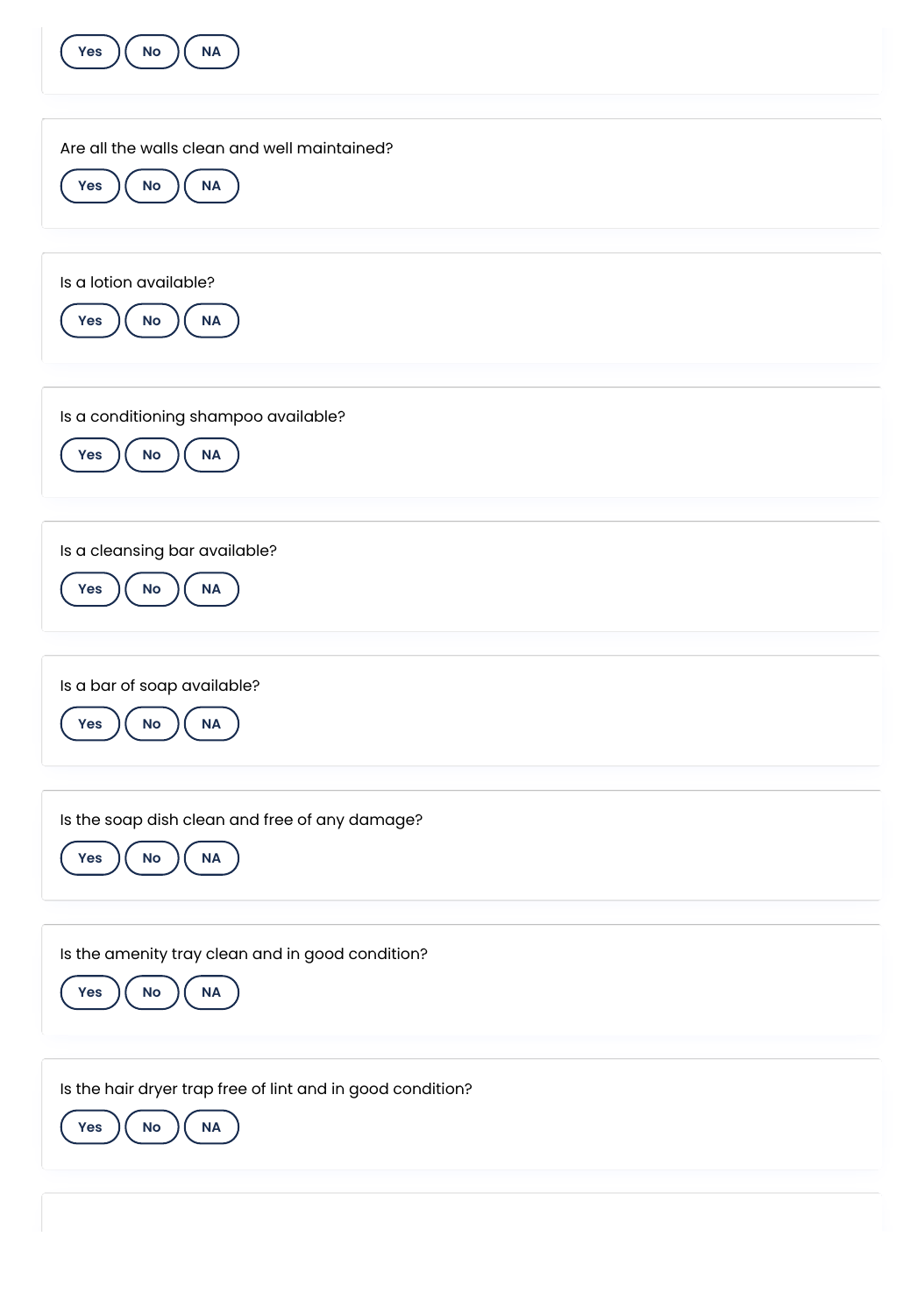Yes No NA

Are all the walls clean and well maintained?

Yes No NA

Is a lotion available?

Yes No NA

Is a conditioning shampoo available?

Yes No NA

Is a cleansing bar available?

Yes No NA

Is a bar of soap available?

Yes No NA

Is the soap dish clean and free of any damage?

Yes No NA

Is the amenity tray clean and in good condition?

Yes No NA

Is the hair dryer trap free of lint and in good condition?

Yes No NA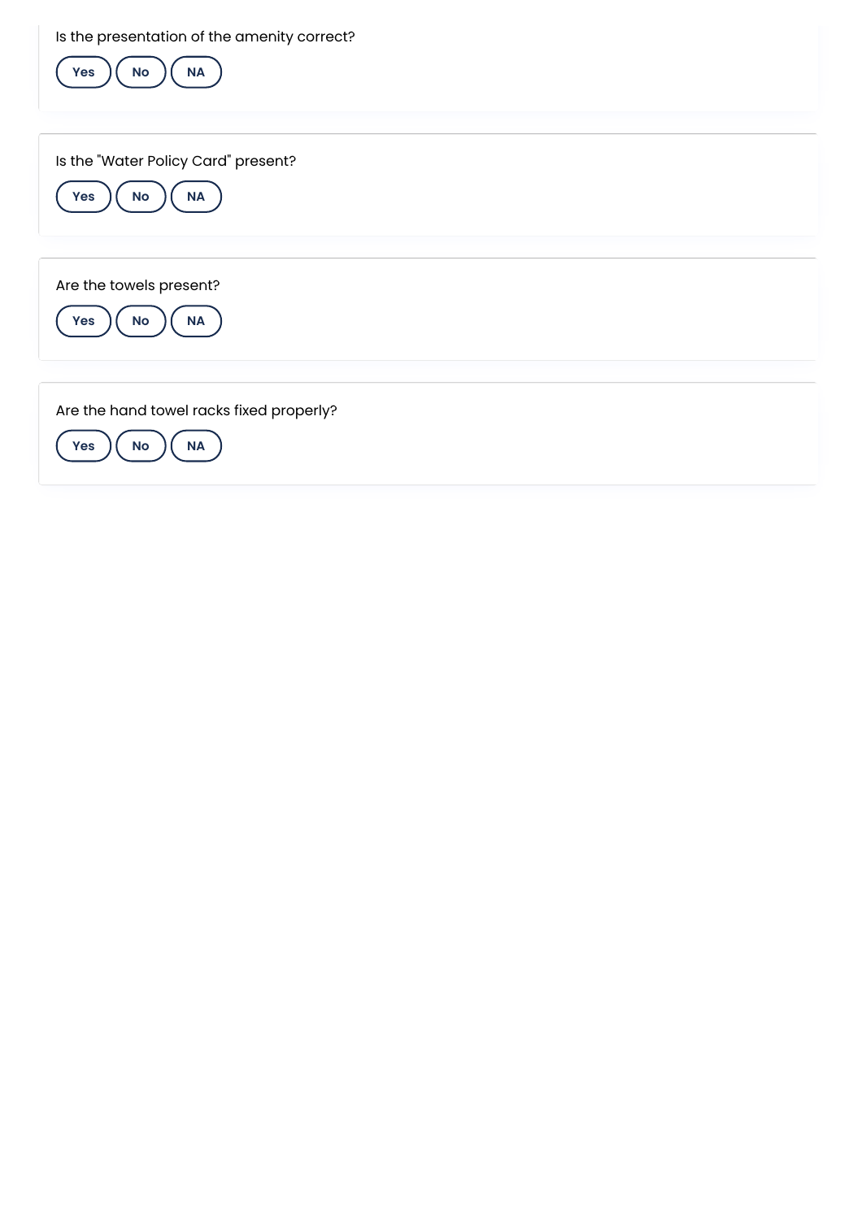Is the presentation of the amenity correct?

Yes No NA

Is the "Water Policy Card" present?

Yes No NA

Are the towels present?

Yes No NA

Are the hand towel racks fixed properly?

Yes No NA